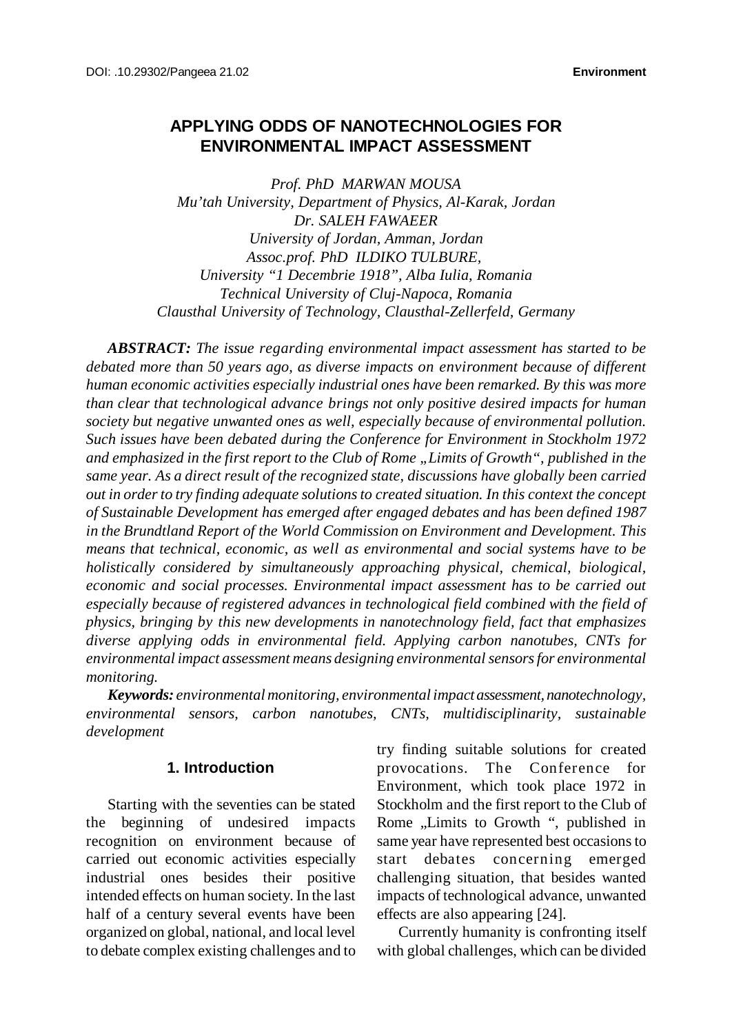DOI: .10.29302/Pangeea 21.02 **Environment**

# APPLYING ODDS OF NANOTECHNOLOGIES FOR ENVIRONMENTAL IMPACT ASSESSMENT

*Prof. PhD MARWAN MOUSA*
*Mu'tah University, Department of Physics, Al-Karak, Jordan*
*Dr. SALEH FAWAEER*
*University of Jordan, Amman, Jordan*
*Assoc.prof. PhD ILDIKO TULBURE,*
*University "1 Decembrie 1918", Alba Iulia, Romania*
*Technical University of Cluj-Napoca, Romania*
*Clausthal University of Technology, Clausthal-Zellerfeld, Germany*

***ABSTRACT:*** *The issue regarding environmental impact assessment has started to be debated more than 50 years ago, as diverse impacts on environment because of different human economic activities especially industrial ones have been remarked. By this was more than clear that technological advance brings not only positive desired impacts for human society but negative unwanted ones as well, especially because of environmental pollution. Such issues have been debated during the Conference for Environment in Stockholm 1972 and emphasized in the first report to the Club of Rome „Limits of Growth", published in the same year. As a direct result of the recognized state, discussions have globally been carried out in order to try finding adequate solutions to created situation. In this context the concept of Sustainable Development has emerged after engaged debates and has been defined 1987 in the Brundtland Report of the World Commission on Environment and Development. This means that technical, economic, as well as environmental and social systems have to be holistically considered by simultaneously approaching physical, chemical, biological, economic and social processes. Environmental impact assessment has to be carried out especially because of registered advances in technological field combined with the field of physics, bringing by this new developments in nanotechnology field, fact that emphasizes diverse applying odds in environmental field. Applying carbon nanotubes, CNTs for environmental impact assessment means designing environmental sensors for environmental monitoring.*

***Keywords:*** *environmental monitoring, environmental impact assessment, nanotechnology, environmental sensors, carbon nanotubes, CNTs, multidisciplinarity, sustainable development*

## 1. Introduction

Starting with the seventies can be stated the beginning of undesired impacts recognition on environment because of carried out economic activities especially industrial ones besides their positive intended effects on human society. In the last half of a century several events have been organized on global, national, and local level to debate complex existing challenges and to try finding suitable solutions for created provocations. The Conference for Environment, which took place 1972 in Stockholm and the first report to the Club of Rome „Limits to Growth ", published in same year have represented best occasions to start debates concerning emerged challenging situation, that besides wanted impacts of technological advance, unwanted effects are also appearing [24].

Currently humanity is confronting itself with global challenges, which can be divided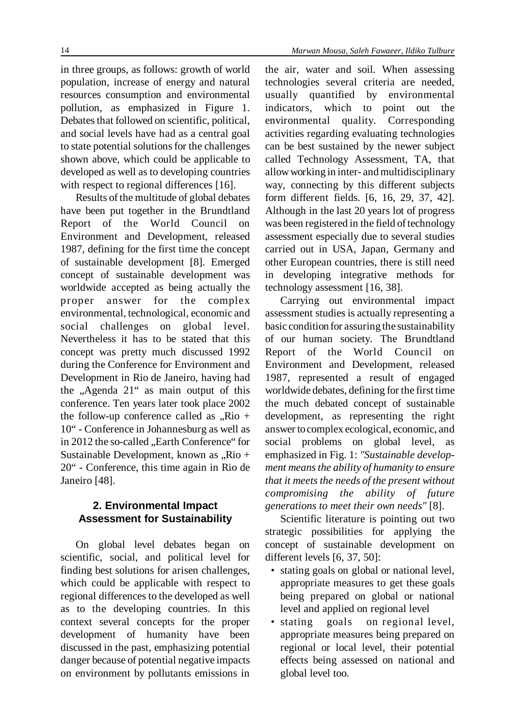in three groups, as follows: growth of world population, increase of energy and natural resources consumption and environmental pollution, as emphasized in Figure 1. Debates that followed on scientific, political, and social levels have had as a central goal to state potential solutions for the challenges shown above, which could be applicable to developed as well as to developing countries with respect to regional differences [16].

Results of the multitude of global debates have been put together in the Brundtland Report of the World Council on Environment and Development, released 1987, defining for the first time the concept of sustainable development [8]. Emerged concept of sustainable development was worldwide accepted as being actually the proper answer for the complex environmental, technological, economic and social challenges on global level. Nevertheless it has to be stated that this concept was pretty much discussed 1992 during the Conference for Environment and Development in Rio de Janeiro, having had the „Agenda 21“ as main output of this conference. Ten years later took place 2002 the follow-up conference called as „Rio + 10“ - Conference in Johannesburg as well as in 2012 the so-called „Earth Conference“ for Sustainable Development, known as „Rio + 20“ - Conference, this time again in Rio de Janeiro [48].

## 2. Environmental Impact Assessment for Sustainability

On global level debates began on scientific, social, and political level for finding best solutions for arisen challenges, which could be applicable with respect to regional differences to the developed as well as to the developing countries. In this context several concepts for the proper development of humanity have been discussed in the past, emphasizing potential danger because of potential negative impacts on environment by pollutants emissions in the air, water and soil. When assessing technologies several criteria are needed, usually quantified by environmental indicators, which to point out the environmental quality. Corresponding activities regarding evaluating technologies can be best sustained by the newer subject called Technology Assessment, TA, that allow working in inter- and multidisciplinary way, connecting by this different subjects form different fields. [6, 16, 29, 37, 42]. Although in the last 20 years lot of progress was been registered in the field of technology assessment especially due to several studies carried out in USA, Japan, Germany and other European countries, there is still need in developing integrative methods for technology assessment [16, 38].

Carrying out environmental impact assessment studies is actually representing a basic condition for assuring the sustainability of our human society. The Brundtland Report of the World Council on Environment and Development, released 1987, represented a result of engaged worldwide debates, defining for the first time the much debated concept of sustainable development, as representing the right answer to complex ecological, economic, and social problems on global level, as emphasized in Fig. 1: *"Sustainable development means the ability of humanity to ensure that it meets the needs of the present without compromising the ability of future generations to meet their own needs"* [8].

Scientific literature is pointing out two strategic possibilities for applying the concept of sustainable development on different levels [6, 37, 50]:

- stating goals on global or national level, appropriate measures to get these goals being prepared on global or national level and applied on regional level
- stating goals on regional level, appropriate measures being prepared on regional or local level, their potential effects being assessed on national and global level too.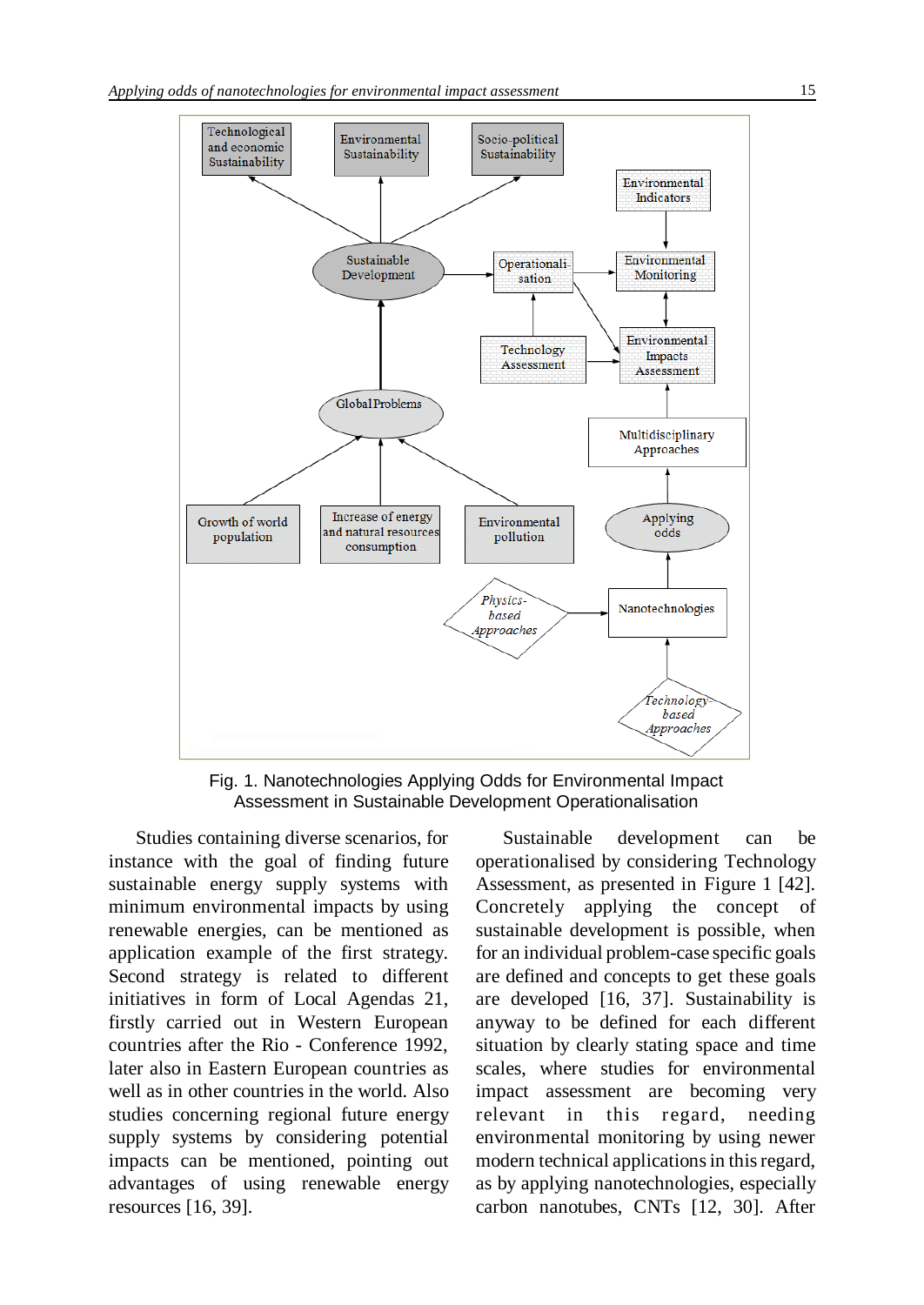Fig. 1. Nanotechnologies Applying Odds for Environmental Impact Assessment in Sustainable Development Operationalisation

Studies containing diverse scenarios, for instance with the goal of finding future sustainable energy supply systems with minimum environmental impacts by using renewable energies, can be mentioned as application example of the first strategy. Second strategy is related to different initiatives in form of Local Agendas 21, firstly carried out in Western European countries after the Rio - Conference 1992, later also in Eastern European countries as well as in other countries in the world. Also studies concerning regional future energy supply systems by considering potential impacts can be mentioned, pointing out advantages of using renewable energy resources [16, 39].

Sustainable development can be operationalised by considering Technology Assessment, as presented in Figure 1 [42]. Concretely applying the concept of sustainable development is possible, when for an individual problem-case specific goals are defined and concepts to get these goals are developed [16, 37]. Sustainability is anyway to be defined for each different situation by clearly stating space and time scales, where studies for environmental impact assessment are becoming very relevant in this regard, needing environmental monitoring by using newer modern technical applications in this regard, as by applying nanotechnologies, especially carbon nanotubes, CNTs [12, 30]. After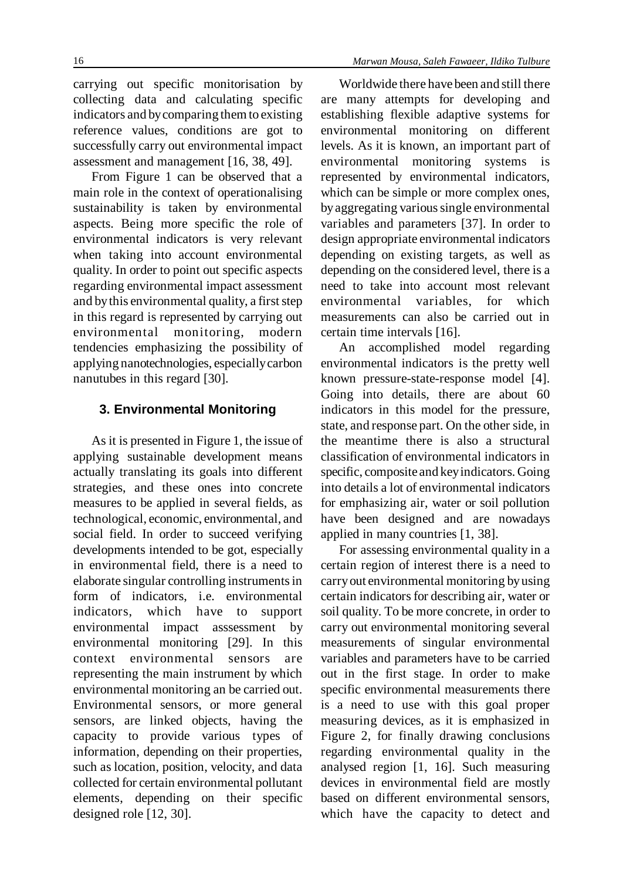carrying out specific monitorisation by collecting data and calculating specific indicators and by comparing them to existing reference values, conditions are got to successfully carry out environmental impact assessment and management [16, 38, 49].

From Figure 1 can be observed that a main role in the context of operationalising sustainability is taken by environmental aspects. Being more specific the role of environmental indicators is very relevant when taking into account environmental quality. In order to point out specific aspects regarding environmental impact assessment and by this environmental quality, a first step in this regard is represented by carrying out environmental monitoring, modern tendencies emphasizing the possibility of applying nanotechnologies, especially carbon nanutubes in this regard [30].

## 3. Environmental Monitoring

As it is presented in Figure 1, the issue of applying sustainable development means actually translating its goals into different strategies, and these ones into concrete measures to be applied in several fields, as technological, economic, environmental, and social field. In order to succeed verifying developments intended to be got, especially in environmental field, there is a need to elaborate singular controlling instruments in form of indicators, i.e. environmental indicators, which have to support environmental impact asssessment by environmental monitoring [29]. In this context environmental sensors are representing the main instrument by which environmental monitoring an be carried out. Environmental sensors, or more general sensors, are linked objects, having the capacity to provide various types of information, depending on their properties, such as location, position, velocity, and data collected for certain environmental pollutant elements, depending on their specific designed role [12, 30].

Worldwide there have been and still there are many attempts for developing and establishing flexible adaptive systems for environmental monitoring on different levels. As it is known, an important part of environmental monitoring systems is represented by environmental indicators, which can be simple or more complex ones, by aggregating various single environmental variables and parameters [37]. In order to design appropriate environmental indicators depending on existing targets, as well as depending on the considered level, there is a need to take into account most relevant environmental variables, for which measurements can also be carried out in certain time intervals [16].

An accomplished model regarding environmental indicators is the pretty well known pressure-state-response model [4]. Going into details, there are about 60 indicators in this model for the pressure, state, and response part. On the other side, in the meantime there is also a structural classification of environmental indicators in specific, composite and key indicators. Going into details a lot of environmental indicators for emphasizing air, water or soil pollution have been designed and are nowadays applied in many countries [1, 38].

For assessing environmental quality in a certain region of interest there is a need to carry out environmental monitoring by using certain indicators for describing air, water or soil quality. To be more concrete, in order to carry out environmental monitoring several measurements of singular environmental variables and parameters have to be carried out in the first stage. In order to make specific environmental measurements there is a need to use with this goal proper measuring devices, as it is emphasized in Figure 2, for finally drawing conclusions regarding environmental quality in the analysed region [1, 16]. Such measuring devices in environmental field are mostly based on different environmental sensors, which have the capacity to detect and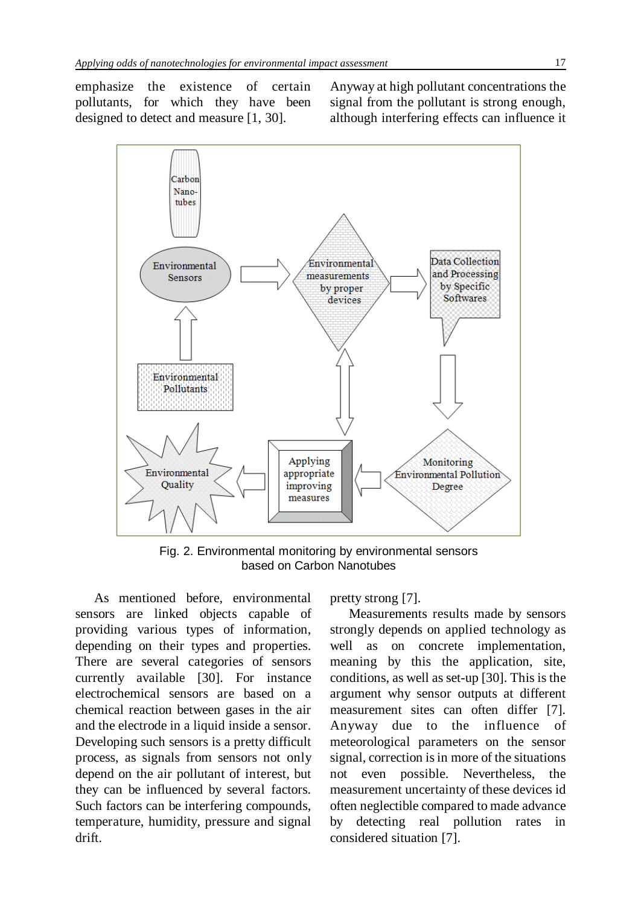emphasize the existence of certain pollutants, for which they have been designed to detect and measure [1, 30]. Anyway at high pollutant concentrations the signal from the pollutant is strong enough, although interfering effects can influence it pretty strong [7].

Fig. 2. Environmental monitoring by environmental sensors based on Carbon Nanotubes

As mentioned before, environmental sensors are linked objects capable of providing various types of information, depending on their types and properties. There are several categories of sensors currently available [30]. For instance electrochemical sensors are based on a chemical reaction between gases in the air and the electrode in a liquid inside a sensor. Developing such sensors is a pretty difficult process, as signals from sensors not only depend on the air pollutant of interest, but they can be influenced by several factors. Such factors can be interfering compounds, temperature, humidity, pressure and signal drift.

Measurements results made by sensors strongly depends on applied technology as well as on concrete implementation, meaning by this the application, site, conditions, as well as set-up [30]. This is the argument why sensor outputs at different measurement sites can often differ [7]. Anyway due to the influence of meteorological parameters on the sensor signal, correction is in more of the situations not even possible. Nevertheless, the measurement uncertainty of these devices id often neglectible compared to made advance by detecting real pollution rates in considered situation [7].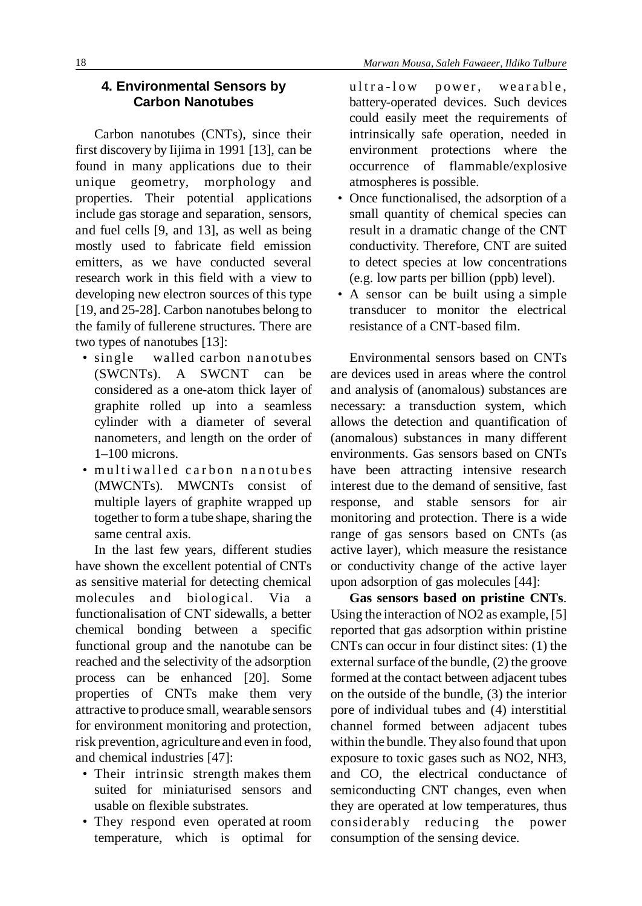## 4. Environmental Sensors by Carbon Nanotubes

Carbon nanotubes (CNTs), since their first discovery by Iijima in 1991 [13], can be found in many applications due to their unique geometry, morphology and properties. Their potential applications include gas storage and separation, sensors, and fuel cells [9, and 13], as well as being mostly used to fabricate field emission emitters, as we have conducted several research work in this field with a view to developing new electron sources of this type [19, and 25-28]. Carbon nanotubes belong to the family of fullerene structures. There are two types of nanotubes [13]:

- single walled carbon nanotubes (SWCNTs). A SWCNT can be considered as a one-atom thick layer of graphite rolled up into a seamless cylinder with a diameter of several nanometers, and length on the order of 1–100 microns.
- multiwalled carbon nanotubes (MWCNTs). MWCNTs consist of multiple layers of graphite wrapped up together to form a tube shape, sharing the same central axis.

In the last few years, different studies have shown the excellent potential of CNTs as sensitive material for detecting chemical molecules and biological. Via a functionalisation of CNT sidewalls, a better chemical bonding between a specific functional group and the nanotube can be reached and the selectivity of the adsorption process can be enhanced [20]. Some properties of CNTs make them very attractive to produce small, wearable sensors for environment monitoring and protection, risk prevention, agriculture and even in food, and chemical industries [47]:

- Their intrinsic strength makes them suited for miniaturised sensors and usable on flexible substrates.
- They respond even operated at room temperature, which is optimal for ultra-low power, wearable, battery-operated devices. Such devices could easily meet the requirements of intrinsically safe operation, needed in environment protections where the occurrence of flammable/explosive atmospheres is possible.
- Once functionalised, the adsorption of a small quantity of chemical species can result in a dramatic change of the CNT conductivity. Therefore, CNT are suited to detect species at low concentrations (e.g. low parts per billion (ppb) level).
- A sensor can be built using a simple transducer to monitor the electrical resistance of a CNT-based film.

Environmental sensors based on CNTs are devices used in areas where the control and analysis of (anomalous) substances are necessary: a transduction system, which allows the detection and quantification of (anomalous) substances in many different environments. Gas sensors based on CNTs have been attracting intensive research interest due to the demand of sensitive, fast response, and stable sensors for air monitoring and protection. There is a wide range of gas sensors based on CNTs (as active layer), which measure the resistance or conductivity change of the active layer upon adsorption of gas molecules [44]:

**Gas sensors based on pristine CNTs**. Using the interaction of $NO_2$ as example, [5] reported that gas adsorption within pristine CNTs can occur in four distinct sites: (1) the external surface of the bundle, (2) the groove formed at the contact between adjacent tubes on the outside of the bundle, (3) the interior pore of individual tubes and (4) interstitial channel formed between adjacent tubes within the bundle. They also found that upon exposure to toxic gases such as $NO_2$, $NH_3$, and CO, the electrical conductance of semiconducting CNT changes, even when they are operated at low temperatures, thus considerably reducing the power consumption of the sensing device.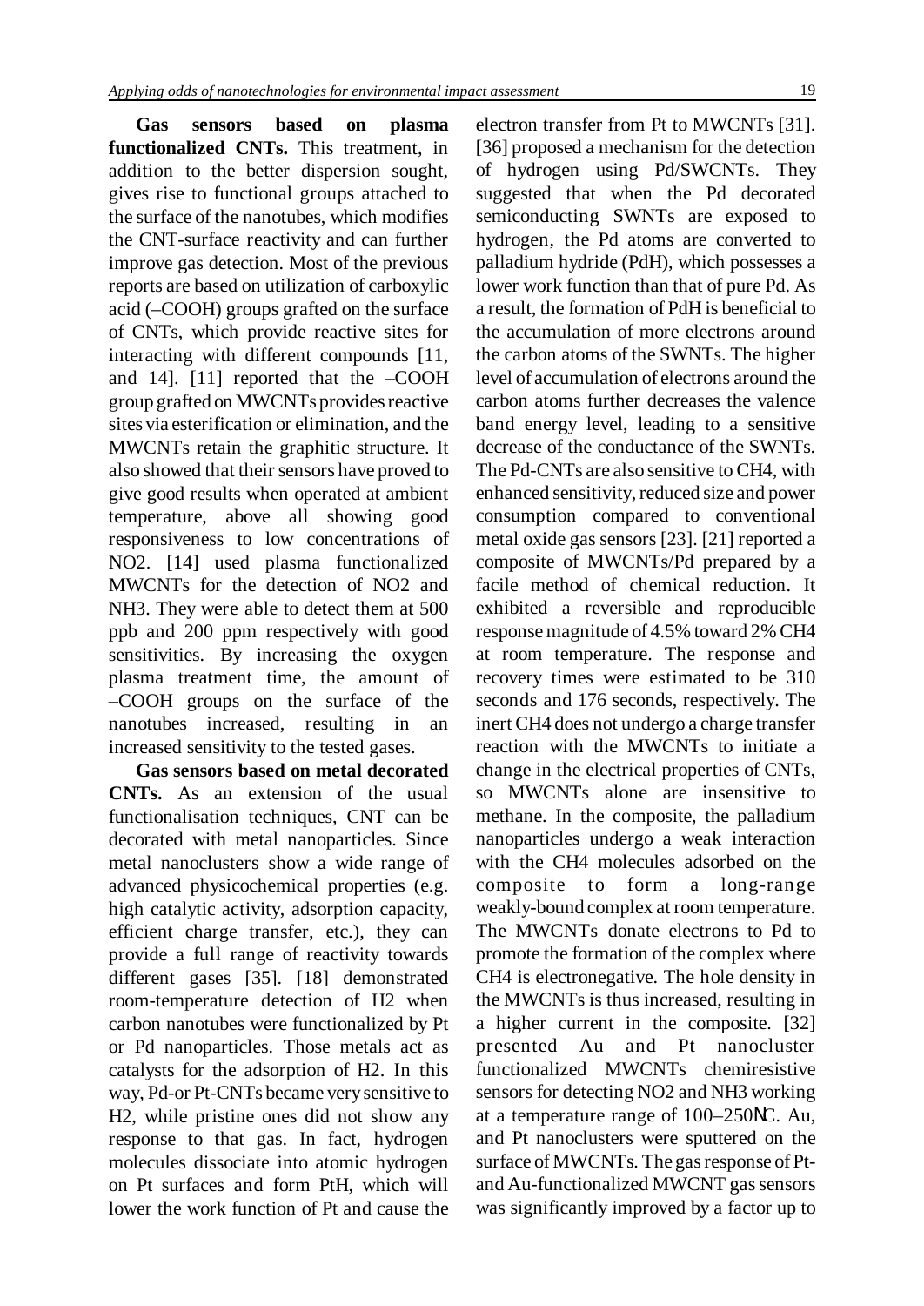**Gas sensors based on plasma functionalized CNTs.** This treatment, in addition to the better dispersion sought, gives rise to functional groups attached to the surface of the nanotubes, which modifies the CNT-surface reactivity and can further improve gas detection. Most of the previous reports are based on utilization of carboxylic acid (–COOH) groups grafted on the surface of CNTs, which provide reactive sites for interacting with different compounds [11, and 14]. [11] reported that the –COOH group grafted on MWCNTs provides reactive sites via esterification or elimination, and the MWCNTs retain the graphitic structure. It also showed that their sensors have proved to give good results when operated at ambient temperature, above all showing good responsiveness to low concentrations of $NO_2$. [14] used plasma functionalized MWCNTs for the detection of $NO_2$ and $NH_3$. They were able to detect them at 500 ppb and 200 ppm respectively with good sensitivities. By increasing the oxygen plasma treatment time, the amount of –COOH groups on the surface of the nanotubes increased, resulting in an increased sensitivity to the tested gases.

**Gas sensors based on metal decorated CNTs.** As an extension of the usual functionalisation techniques, CNT can be decorated with metal nanoparticles. Since metal nanoclusters show a wide range of advanced physicochemical properties (e.g. high catalytic activity, adsorption capacity, efficient charge transfer, etc.), they can provide a full range of reactivity towards different gases [35]. [18] demonstrated room-temperature detection of $H_2$ when carbon nanotubes were functionalized by Pt or Pd nanoparticles. Those metals act as catalysts for the adsorption of $H_2$. In this way, Pd-or Pt-CNTs became very sensitive to $H_2$, while pristine ones did not show any response to that gas. In fact, hydrogen molecules dissociate into atomic hydrogen on Pt surfaces and form PtH, which will lower the work function of Pt and cause the electron transfer from Pt to MWCNTs [31]. [36] proposed a mechanism for the detection of hydrogen using Pd/SWCNTs. They suggested that when the Pd decorated semiconducting SWNTs are exposed to hydrogen, the Pd atoms are converted to palladium hydride (PdH), which possesses a lower work function than that of pure Pd. As a result, the formation of PdH is beneficial to the accumulation of more electrons around the carbon atoms of the SWNTs. The higher level of accumulation of electrons around the carbon atoms further decreases the valence band energy level, leading to a sensitive decrease of the conductance of the SWNTs. The Pd-CNTs are also sensitive to $CH_4$, with enhanced sensitivity, reduced size and power consumption compared to conventional metal oxide gas sensors [23]. [21] reported a composite of MWCNTs/Pd prepared by a facile method of chemical reduction. It exhibited a reversible and reproducible response magnitude of 4.5% toward 2% $CH_4$ at room temperature. The response and recovery times were estimated to be 310 seconds and 176 seconds, respectively. The inert $CH_4$ does not undergo a charge transfer reaction with the MWCNTs to initiate a change in the electrical properties of CNTs, so MWCNTs alone are insensitive to methane. In the composite, the palladium nanoparticles undergo a weak interaction with the $CH_4$ molecules adsorbed on the composite to form a long-range weakly-bound complex at room temperature. The MWCNTs donate electrons to Pd to promote the formation of the complex where $CH_4$ is electronegative. The hole density in the MWCNTs is thus increased, resulting in a higher current in the composite. [32] presented Au and Pt nanocluster functionalized MWCNTs chemiresistive sensors for detecting $NO_2$ and $NH_3$ working at a temperature range of 100–250°C. Au, and Pt nanoclusters were sputtered on the surface of MWCNTs. The gas response of Pt- and Au-functionalized MWCNT gas sensors was significantly improved by a factor up to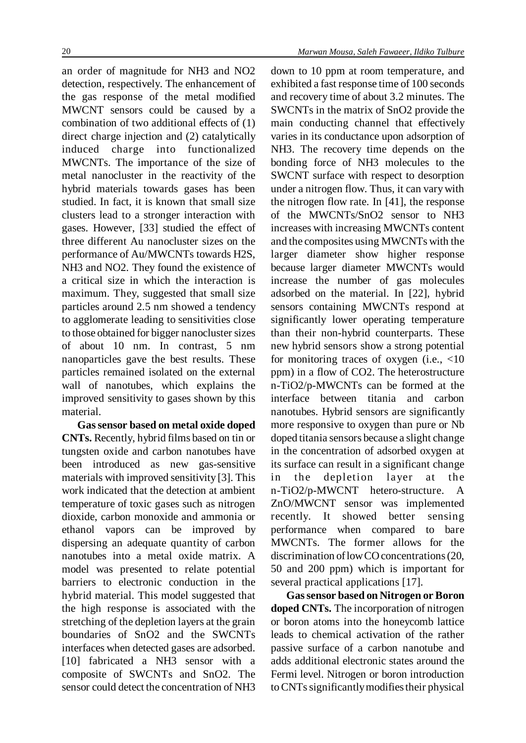an order of magnitude for $NH_3$ and $NO_2$ detection, respectively. The enhancement of the gas response of the metal modified MWCNT sensors could be caused by a combination of two additional effects of (1) direct charge injection and (2) catalytically induced charge into functionalized MWCNTs. The importance of the size of metal nanocluster in the reactivity of the hybrid materials towards gases has been studied. In fact, it is known that small size clusters lead to a stronger interaction with gases. However, [33] studied the effect of three different Au nanocluster sizes on the performance of Au/MWCNTs towards $H_2S$, $NH_3$ and $NO_2$. They found the existence of a critical size in which the interaction is maximum. They, suggested that small size particles around 2.5 nm showed a tendency to agglomerate leading to sensitivities close to those obtained for bigger nanocluster sizes of about 10 nm. In contrast, 5 nm nanoparticles gave the best results. These particles remained isolated on the external wall of nanotubes, which explains the improved sensitivity to gases shown by this material.

**Gas sensor based on metal oxide doped CNTs.** Recently, hybrid films based on tin or tungsten oxide and carbon nanotubes have been introduced as new gas-sensitive materials with improved sensitivity [3]. This work indicated that the detection at ambient temperature of toxic gases such as nitrogen dioxide, carbon monoxide and ammonia or ethanol vapors can be improved by dispersing an adequate quantity of carbon nanotubes into a metal oxide matrix. A model was presented to relate potential barriers to electronic conduction in the hybrid material. This model suggested that the high response is associated with the stretching of the depletion layers at the grain boundaries of $SnO_2$ and the SWCNTs interfaces when detected gases are adsorbed. [10] fabricated a $NH_3$ sensor with a composite of SWCNTs and $SnO_2$. The sensor could detect the concentration of $NH_3$ down to 10 ppm at room temperature, and exhibited a fast response time of 100 seconds and recovery time of about 3.2 minutes. The SWCNTs in the matrix of $SnO_2$ provide the main conducting channel that effectively varies in its conductance upon adsorption of $NH_3$. The recovery time depends on the bonding force of $NH_3$ molecules to the SWCNT surface with respect to desorption under a nitrogen flow. Thus, it can vary with the nitrogen flow rate. In [41], the response of the MWCNTs/$SnO_2$ sensor to $NH_3$ increases with increasing MWCNTs content and the composites using MWCNTs with the larger diameter show higher response because larger diameter MWCNTs would increase the number of gas molecules adsorbed on the material. In [22], hybrid sensors containing MWCNTs respond at significantly lower operating temperature than their non-hybrid counterparts. These new hybrid sensors show a strong potential for monitoring traces of oxygen (i.e., <10 ppm) in a flow of $CO_2$. The heterostructure n-$TiO_2$/p-MWCNTs can be formed at the interface between titania and carbon nanotubes. Hybrid sensors are significantly more responsive to oxygen than pure or Nb doped titania sensors because a slight change in the concentration of adsorbed oxygen at its surface can result in a significant change in the depletion layer at the n-$TiO_2$/p-MWCNT hetero-structure. A ZnO/MWCNT sensor was implemented recently. It showed better sensing performance when compared to bare MWCNTs. The former allows for the discrimination of low CO concentrations (20, 50 and 200 ppm) which is important for several practical applications [17].

**Gas sensor based on Nitrogen or Boron doped CNTs.** The incorporation of nitrogen or boron atoms into the honeycomb lattice leads to chemical activation of the rather passive surface of a carbon nanotube and adds additional electronic states around the Fermi level. Nitrogen or boron introduction to CNTs significantly modifies their physical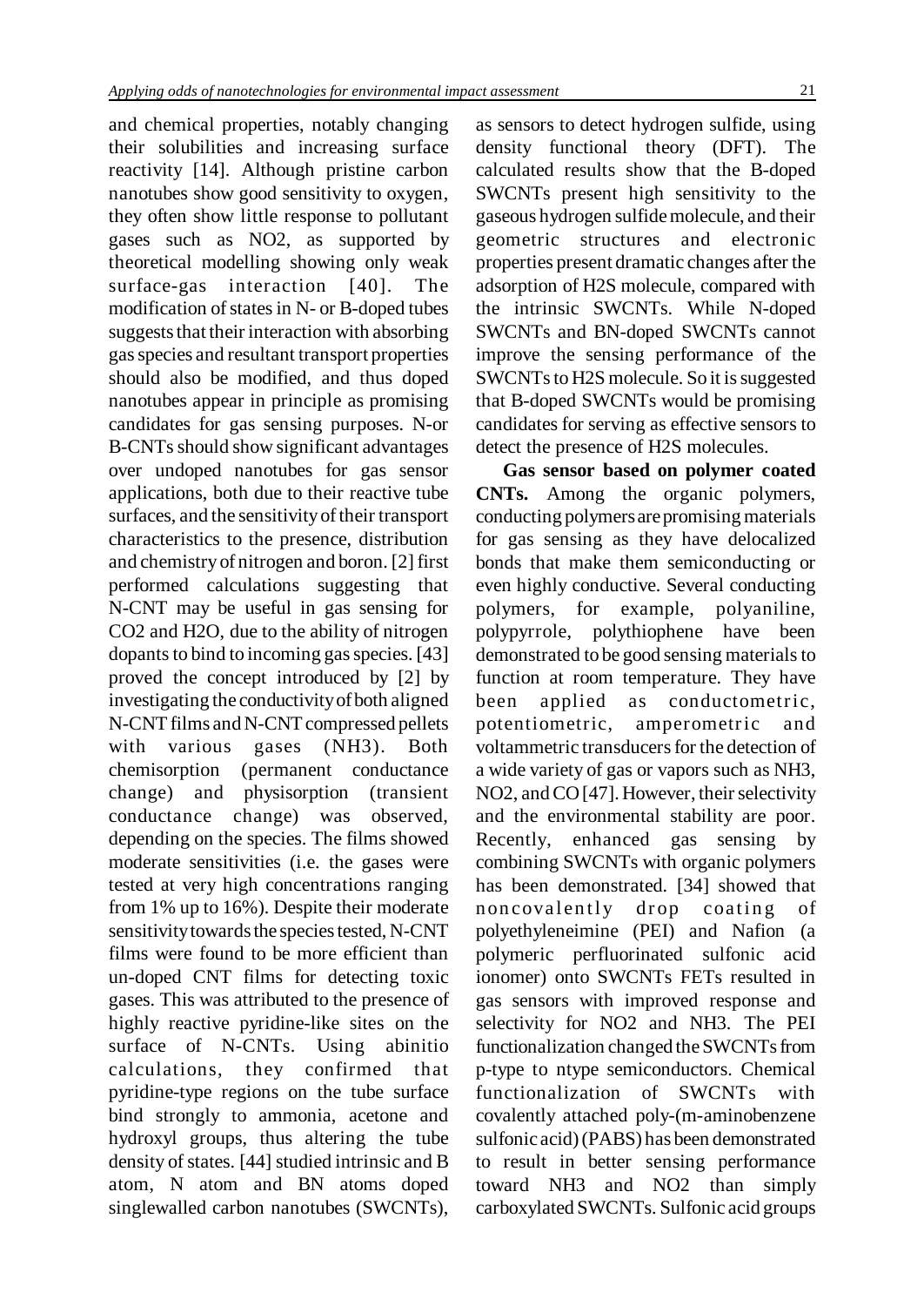and chemical properties, notably changing their solubilities and increasing surface reactivity [14]. Although pristine carbon nanotubes show good sensitivity to oxygen, they often show little response to pollutant gases such as $NO_2$, as supported by theoretical modelling showing only weak surface-gas interaction [40]. The modification of states in N- or B-doped tubes suggests that their interaction with absorbing gas species and resultant transport properties should also be modified, and thus doped nanotubes appear in principle as promising candidates for gas sensing purposes. N-or B-CNTs should show significant advantages over undoped nanotubes for gas sensor applications, both due to their reactive tube surfaces, and the sensitivity of their transport characteristics to the presence, distribution and chemistry of nitrogen and boron. [2] first performed calculations suggesting that N-CNT may be useful in gas sensing for $CO_2$ and $H_2O$, due to the ability of nitrogen dopants to bind to incoming gas species. [43] proved the concept introduced by [2] by investigating the conductivity of both aligned N-CNT films and N-CNT compressed pellets with various gases ($NH_3$). Both chemisorption (permanent conductance change) and physisorption (transient conductance change) was observed, depending on the species. The films showed moderate sensitivities (i.e. the gases were tested at very high concentrations ranging from 1% up to 16%). Despite their moderate sensitivity towards the species tested, N-CNT films were found to be more efficient than un-doped CNT films for detecting toxic gases. This was attributed to the presence of highly reactive pyridine-like sites on the surface of N-CNTs. Using abinitio calculations, they confirmed that pyridine-type regions on the tube surface bind strongly to ammonia, acetone and hydroxyl groups, thus altering the tube density of states. [44] studied intrinsic and B atom, N atom and BN atoms doped singlewalled carbon nanotubes (SWCNTs), as sensors to detect hydrogen sulfide, using density functional theory (DFT). The calculated results show that the B-doped SWCNTs present high sensitivity to the gaseous hydrogen sulfide molecule, and their geometric structures and electronic properties present dramatic changes after the adsorption of $H_2S$ molecule, compared with the intrinsic SWCNTs. While N-doped SWCNTs and BN-doped SWCNTs cannot improve the sensing performance of the SWCNTs to $H_2S$ molecule. So it is suggested that B-doped SWCNTs would be promising candidates for serving as effective sensors to detect the presence of $H_2S$ molecules.

**Gas sensor based on polymer coated CNTs.** Among the organic polymers, conducting polymers are promising materials for gas sensing as they have delocalized bonds that make them semiconducting or even highly conductive. Several conducting polymers, for example, polyaniline, polypyrrole, polythiophene have been demonstrated to be good sensing materials to function at room temperature. They have been applied as conductometric, potentiometric, amperometric and voltammetric transducers for the detection of a wide variety of gas or vapors such as $NH_3$, $NO_2$, and CO [47]. However, their selectivity and the environmental stability are poor. Recently, enhanced gas sensing by combining SWCNTs with organic polymers has been demonstrated. [34] showed that noncovalently drop coating of polyethyleneimine (PEI) and Nafion (a polymeric perfluorinated sulfonic acid ionomer) onto SWCNTs FETs resulted in gas sensors with improved response and selectivity for $NO_2$ and $NH_3$. The PEI functionalization changed the SWCNTs from p-type to ntype semiconductors. Chemical functionalization of SWCNTs with covalently attached poly-(m-aminobenzene sulfonic acid) (PABS) has been demonstrated to result in better sensing performance toward $NH_3$ and $NO_2$ than simply carboxylated SWCNTs. Sulfonic acid groups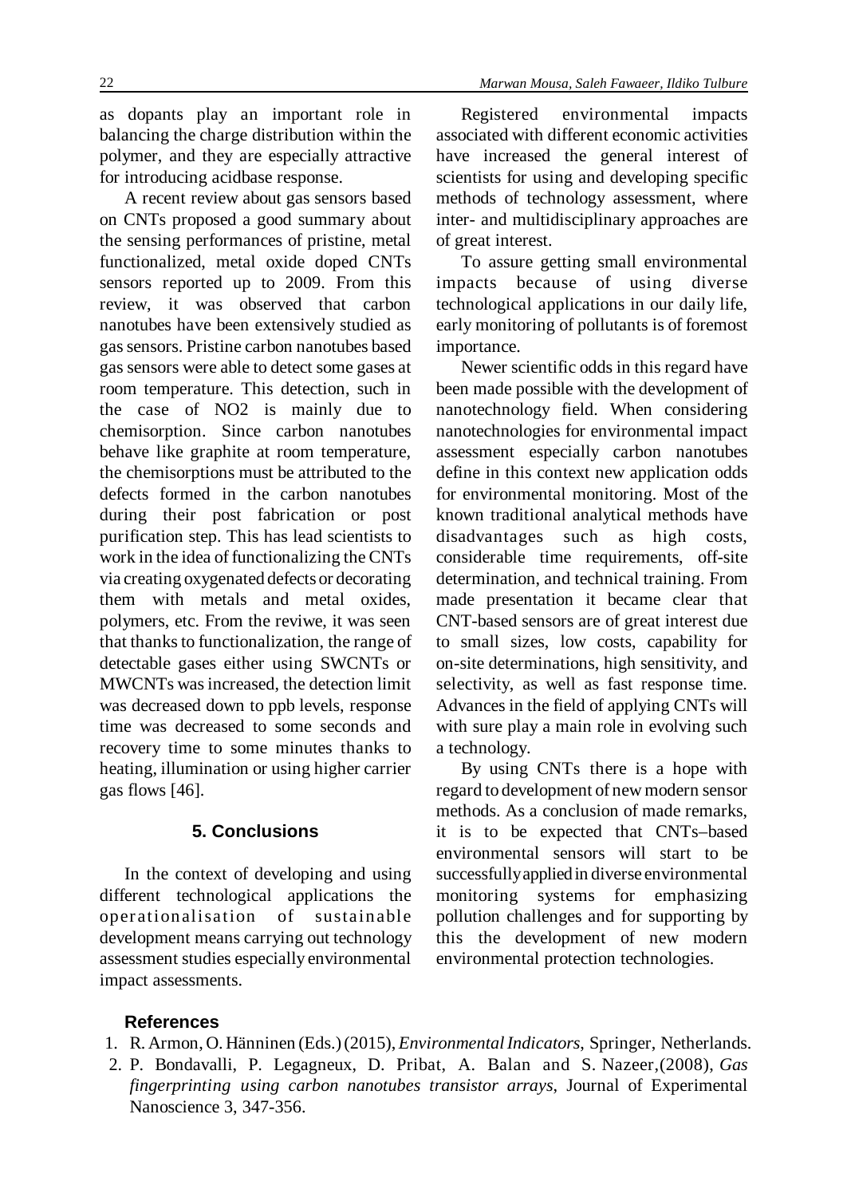as dopants play an important role in balancing the charge distribution within the polymer, and they are especially attractive for introducing acidbase response.

A recent review about gas sensors based on CNTs proposed a good summary about the sensing performances of pristine, metal functionalized, metal oxide doped CNTs sensors reported up to 2009. From this review, it was observed that carbon nanotubes have been extensively studied as gas sensors. Pristine carbon nanotubes based gas sensors were able to detect some gases at room temperature. This detection, such in the case of NO2 is mainly due to chemisorption. Since carbon nanotubes behave like graphite at room temperature, the chemisorptions must be attributed to the defects formed in the carbon nanotubes during their post fabrication or post purification step. This has lead scientists to work in the idea of functionalizing the CNTs via creating oxygenated defects or decorating them with metals and metal oxides, polymers, etc. From the reviwe, it was seen that thanks to functionalization, the range of detectable gases either using SWCNTs or MWCNTs was increased, the detection limit was decreased down to ppb levels, response time was decreased to some seconds and recovery time to some minutes thanks to heating, illumination or using higher carrier gas flows [46].

## 5. Conclusions

In the context of developing and using different technological applications the operationalisation of sustainable development means carrying out technology assessment studies especially environmental impact assessments.

Registered environmental impacts associated with different economic activities have increased the general interest of scientists for using and developing specific methods of technology assessment, where inter- and multidisciplinary approaches are of great interest.

To assure getting small environmental impacts because of using diverse technological applications in our daily life, early monitoring of pollutants is of foremost importance.

Newer scientific odds in this regard have been made possible with the development of nanotechnology field. When considering nanotechnologies for environmental impact assessment especially carbon nanotubes define in this context new application odds for environmental monitoring. Most of the known traditional analytical methods have disadvantages such as high costs, considerable time requirements, off-site determination, and technical training. From made presentation it became clear that CNT-based sensors are of great interest due to small sizes, low costs, capability for on-site determinations, high sensitivity, and selectivity, as well as fast response time. Advances in the field of applying CNTs will with sure play a main role in evolving such a technology.

By using CNTs there is a hope with regard to development of new modern sensor methods. As a conclusion of made remarks, it is to be expected that CNTs–based environmental sensors will start to be successfully applied in diverse environmental monitoring systems for emphasizing pollution challenges and for supporting by this the development of new modern environmental protection technologies.

### References

1. R. Armon, O. Hänninen (Eds.) (2015), *Environmental Indicators*, Springer, Netherlands.
2. P. Bondavalli, P. Legagneux, D. Pribat, A. Balan and S. Nazeer,(2008), *Gas fingerprinting using carbon nanotubes transistor arrays*, Journal of Experimental Nanoscience 3, 347-356.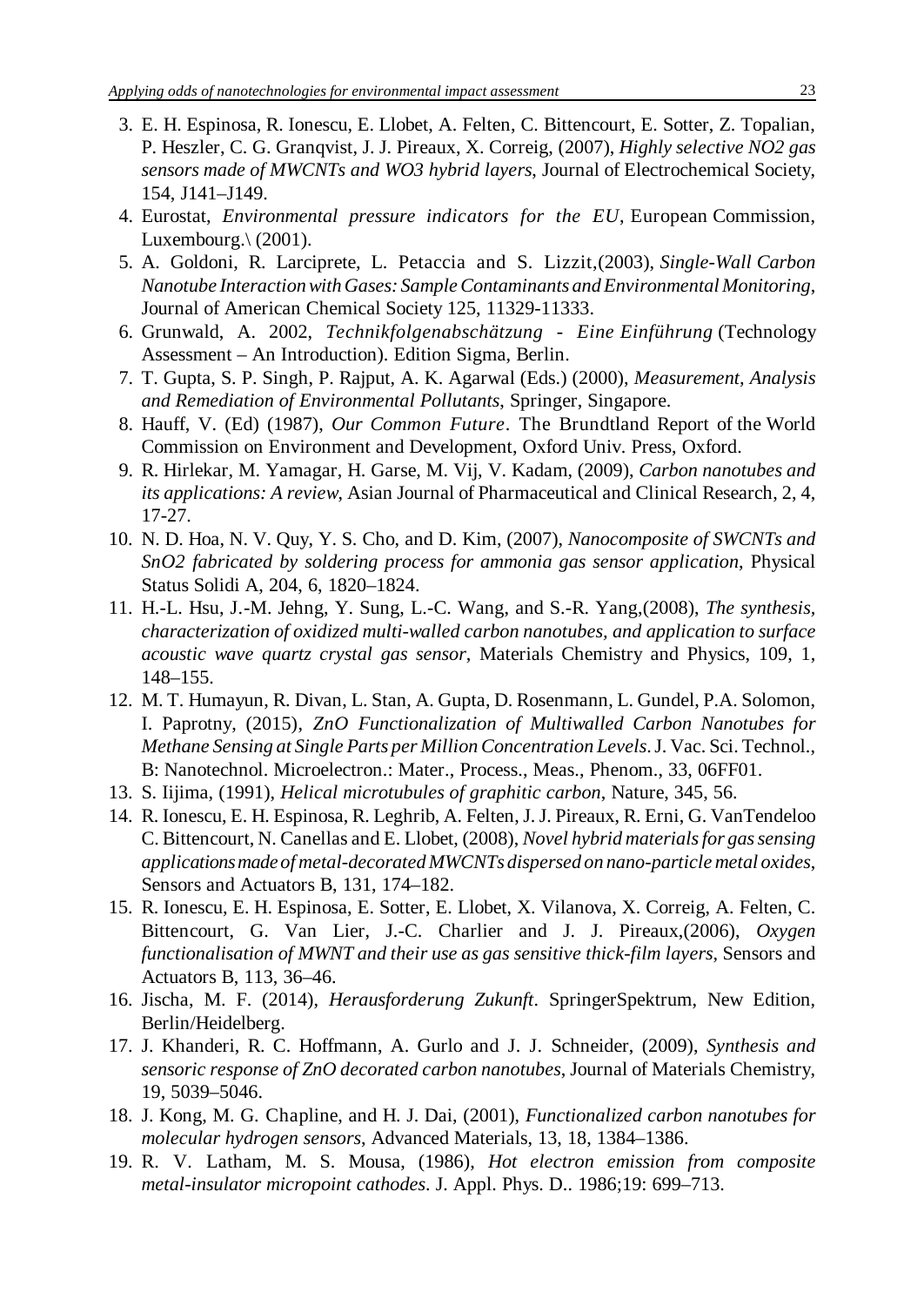3. E. H. Espinosa, R. Ionescu, E. Llobet, A. Felten, C. Bittencourt, E. Sotter, Z. Topalian, P. Heszler, C. G. Granqvist, J. J. Pireaux, X. Correig, (2007), *Highly selective NO2 gas sensors made of MWCNTs and WO3 hybrid layers*, Journal of Electrochemical Society, 154, J141–J149.
4. Eurostat, *Environmental pressure indicators for the EU*, European Commission, Luxembourg.\ (2001).
5. A. Goldoni, R. Larciprete, L. Petaccia and S. Lizzit,(2003), *Single-Wall Carbon Nanotube Interaction with Gases: Sample Contaminants and Environmental Monitoring*, Journal of American Chemical Society 125, 11329-11333.
6. Grunwald, A. 2002, *Technikfolgenabschätzung - Eine Einführung* (Technology Assessment – An Introduction). Edition Sigma, Berlin.
7. T. Gupta, S. P. Singh, P. Rajput, A. K. Agarwal (Eds.) (2000), *Measurement, Analysis and Remediation of Environmental Pollutants*, Springer, Singapore.
8. Hauff, V. (Ed) (1987), *Our Common Future*. The Brundtland Report of the World Commission on Environment and Development, Oxford Univ. Press, Oxford.
9. R. Hirlekar, M. Yamagar, H. Garse, M. Vij, V. Kadam, (2009), *Carbon nanotubes and its applications: A review*, Asian Journal of Pharmaceutical and Clinical Research, 2, 4, 17-27.
10. N. D. Hoa, N. V. Quy, Y. S. Cho, and D. Kim, (2007), *Nanocomposite of SWCNTs and SnO2 fabricated by soldering process for ammonia gas sensor application*, Physical Status Solidi A, 204, 6, 1820–1824.
11. H.-L. Hsu, J.-M. Jehng, Y. Sung, L.-C. Wang, and S.-R. Yang,(2008), *The synthesis, characterization of oxidized multi-walled carbon nanotubes, and application to surface acoustic wave quartz crystal gas sensor*, Materials Chemistry and Physics, 109, 1, 148–155.
12. M. T. Humayun, R. Divan, L. Stan, A. Gupta, D. Rosenmann, L. Gundel, P.A. Solomon, I. Paprotny, (2015), *ZnO Functionalization of Multiwalled Carbon Nanotubes for Methane Sensing at Single Parts per Million Concentration Levels*. J. Vac. Sci. Technol., B: Nanotechnol. Microelectron.: Mater., Process., Meas., Phenom., 33, 06FF01.
13. S. Iijima, (1991), *Helical microtubules of graphitic carbon*, Nature, 345, 56.
14. R. Ionescu, E. H. Espinosa, R. Leghrib, A. Felten, J. J. Pireaux, R. Erni, G. VanTendeloo C. Bittencourt, N. Canellas and E. Llobet, (2008), *Novel hybrid materials for gas sensing applications made of metal-decorated MWCNTs dispersed on nano-particle metal oxides*, Sensors and Actuators B, 131, 174–182.
15. R. Ionescu, E. H. Espinosa, E. Sotter, E. Llobet, X. Vilanova, X. Correig, A. Felten, C. Bittencourt, G. Van Lier, J.-C. Charlier and J. J. Pireaux,(2006), *Oxygen functionalisation of MWNT and their use as gas sensitive thick-film layers*, Sensors and Actuators B, 113, 36–46.
16. Jischa, M. F. (2014), *Herausforderung Zukunft*. SpringerSpektrum, New Edition, Berlin/Heidelberg.
17. J. Khanderi, R. C. Hoffmann, A. Gurlo and J. J. Schneider, (2009), *Synthesis and sensoric response of ZnO decorated carbon nanotubes*, Journal of Materials Chemistry, 19, 5039–5046.
18. J. Kong, M. G. Chapline, and H. J. Dai, (2001), *Functionalized carbon nanotubes for molecular hydrogen sensors*, Advanced Materials, 13, 18, 1384–1386.
19. R. V. Latham, M. S. Mousa, (1986), *Hot electron emission from composite metal-insulator micropoint cathodes*. J. Appl. Phys. D.. 1986;19: 699–713.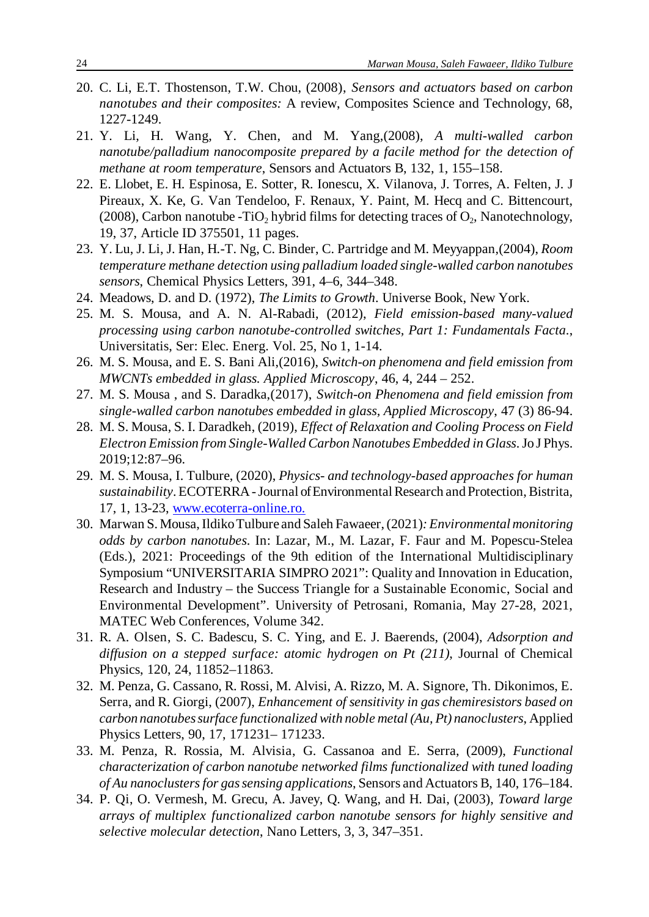20. C. Li, E.T. Thostenson, T.W. Chou, (2008), *Sensors and actuators based on carbon nanotubes and their composites:* A review, Composites Science and Technology, 68, 1227-1249.
21. Y. Li, H. Wang, Y. Chen, and M. Yang,(2008), *A multi-walled carbon nanotube/palladium nanocomposite prepared by a facile method for the detection of methane at room temperature*, Sensors and Actuators B, 132, 1, 155–158.
22. E. Llobet, E. H. Espinosa, E. Sotter, R. Ionescu, X. Vilanova, J. Torres, A. Felten, J. J Pireaux, X. Ke, G. Van Tendeloo, F. Renaux, Y. Paint, M. Hecq and C. Bittencourt, (2008), Carbon nanotube -$TiO_2$ hybrid films for detecting traces of $O_2$, Nanotechnology, 19, 37, Article ID 375501, 11 pages.
23. Y. Lu, J. Li, J. Han, H.-T. Ng, C. Binder, C. Partridge and M. Meyyappan,(2004), *Room temperature methane detection using palladium loaded single-walled carbon nanotubes sensors*, Chemical Physics Letters, 391, 4–6, 344–348.
24. Meadows, D. and D. (1972), *The Limits to Growth*. Universe Book, New York.
25. M. S. Mousa, and A. N. Al-Rabadi, (2012), *Field emission-based many-valued processing using carbon nanotube-controlled switches, Part 1: Fundamentals Facta.*, Universitatis, Ser: Elec. Energ. Vol. 25, No 1, 1-14.
26. M. S. Mousa, and E. S. Bani Ali,(2016), *Switch-on phenomena and field emission from MWCNTs embedded in glass. Applied Microscopy*, 46, 4, 244 – 252.
27. M. S. Mousa , and S. Daradka,(2017), *Switch-on Phenomena and field emission from single-walled carbon nanotubes embedded in glass*, *Applied Microscopy*, 47 (3) 86-94.
28. M. S. Mousa, S. I. Daradkeh, (2019), *Effect of Relaxation and Cooling Process on Field Electron Emission from Single-Walled Carbon Nanotubes Embedded in Glass*. Jo J Phys. 2019;12:87–96.
29. M. S. Mousa, I. Tulbure, (2020), *Physics- and technology-based approaches for human sustainability*. ECOTERRA - Journal of Environmental Research and Protection, Bistrita, 17, 1, 13-23, www.ecoterra-online.ro.
30. Marwan S. Mousa, Ildiko Tulbure and Saleh Fawaeer, (2021)*: Environmental monitoring odds by carbon nanotubes*. In: Lazar, M., M. Lazar, F. Faur and M. Popescu-Stelea (Eds.), 2021: Proceedings of the 9th edition of the International Multidisciplinary Symposium "UNIVERSITARIA SIMPRO 2021": Quality and Innovation in Education, Research and Industry – the Success Triangle for a Sustainable Economic, Social and Environmental Development". University of Petrosani, Romania, May 27-28, 2021, MATEC Web Conferences, Volume 342.
31. R. A. Olsen, S. C. Badescu, S. C. Ying, and E. J. Baerends, (2004), *Adsorption and diffusion on a stepped surface: atomic hydrogen on Pt (211)*, Journal of Chemical Physics, 120, 24, 11852–11863.
32. M. Penza, G. Cassano, R. Rossi, M. Alvisi, A. Rizzo, M. A. Signore, Th. Dikonimos, E. Serra, and R. Giorgi, (2007), *Enhancement of sensitivity in gas chemiresistors based on carbon nanotubes surface functionalized with noble metal (Au, Pt) nanoclusters*, Applied Physics Letters, 90, 17, 171231– 171233.
33. M. Penza, R. Rossia, M. Alvisia, G. Cassanoa and E. Serra, (2009), *Functional characterization of carbon nanotube networked films functionalized with tuned loading of Au nanoclusters for gas sensing applications*, Sensors and Actuators B, 140, 176–184.
34. P. Qi, O. Vermesh, M. Grecu, A. Javey, Q. Wang, and H. Dai, (2003), *Toward large arrays of multiplex functionalized carbon nanotube sensors for highly sensitive and selective molecular detection*, Nano Letters, 3, 3, 347–351.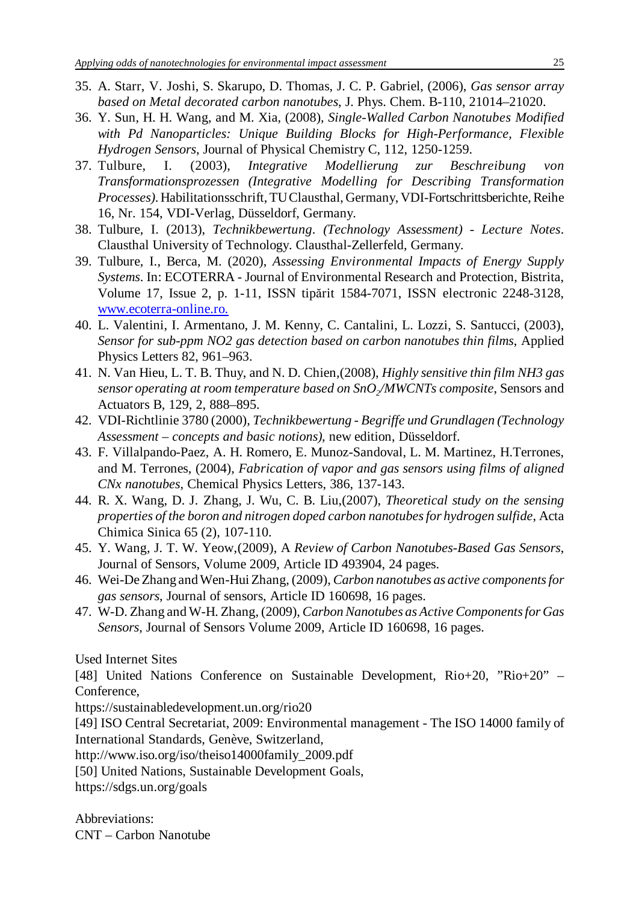35. A. Starr, V. Joshi, S. Skarupo, D. Thomas, J. C. P. Gabriel, (2006), *Gas sensor array based on Metal decorated carbon nanotubes*, J. Phys. Chem. B-110, 21014–21020.
36. Y. Sun, H. H. Wang, and M. Xia, (2008), *Single-Walled Carbon Nanotubes Modified with Pd Nanoparticles: Unique Building Blocks for High-Performance, Flexible Hydrogen Sensors*, Journal of Physical Chemistry C, 112, 1250-1259.
37. Tulbure, I. (2003), *Integrative Modellierung zur Beschreibung von Transformationsprozessen (Integrative Modelling for Describing Transformation Processes)*. Habilitationsschrift, TU Clausthal, Germany, VDI-Fortschrittsberichte, Reihe 16, Nr. 154, VDI-Verlag, Düsseldorf, Germany.
38. Tulbure, I. (2013), *Technikbewertung. (Technology Assessment) - Lecture Notes*. Clausthal University of Technology. Clausthal-Zellerfeld, Germany.
39. Tulbure, I., Berca, M. (2020), *Assessing Environmental Impacts of Energy Supply Systems*. In: ECOTERRA - Journal of Environmental Research and Protection, Bistrita, Volume 17, Issue 2, p. 1-11, ISSN tipărit 1584-7071, ISSN electronic 2248-3128, www.ecoterra-online.ro.
40. L. Valentini, I. Armentano, J. M. Kenny, C. Cantalini, L. Lozzi, S. Santucci, (2003), *Sensor for sub-ppm NO2 gas detection based on carbon nanotubes thin films*, Applied Physics Letters 82, 961–963.
41. N. Van Hieu, L. T. B. Thuy, and N. D. Chien,(2008), *Highly sensitive thin film NH3 gas sensor operating at room temperature based on $SnO_2$/MWCNTs composite*, Sensors and Actuators B, 129, 2, 888–895.
42. VDI-Richtlinie 3780 (2000), *Technikbewertung - Begriffe und Grundlagen (Technology Assessment – concepts and basic notions)*, new edition, Düsseldorf.
43. F. Villalpando-Paez, A. H. Romero, E. Munoz-Sandoval, L. M. Martinez, H.Terrones, and M. Terrones, (2004), *Fabrication of vapor and gas sensors using films of aligned CNx nanotubes*, Chemical Physics Letters, 386, 137-143.
44. R. X. Wang, D. J. Zhang, J. Wu, C. B. Liu,(2007), *Theoretical study on the sensing properties of the boron and nitrogen doped carbon nanotubes for hydrogen sulfide*, Acta Chimica Sinica 65 (2), 107-110.
45. Y. Wang, J. T. W. Yeow,(2009), A *Review of Carbon Nanotubes-Based Gas Sensors*, Journal of Sensors, Volume 2009, Article ID 493904, 24 pages.
46. Wei-De Zhang and Wen-Hui Zhang, (2009), *Carbon nanotubes as active components for gas sensors*, Journal of sensors, Article ID 160698, 16 pages.
47. W-D. Zhang and W-H. Zhang, (2009), *Carbon Nanotubes as Active Components for Gas Sensors*, Journal of Sensors Volume 2009, Article ID 160698, 16 pages.

Used Internet Sites

[48] United Nations Conference on Sustainable Development, Rio+20, "Rio+20" – Conference,
https://sustainabledevelopment.un.org/rio20

[49] ISO Central Secretariat, 2009: Environmental management - The ISO 14000 family of International Standards, Genève, Switzerland,
http://www.iso.org/iso/theiso14000family_2009.pdf

[50] United Nations, Sustainable Development Goals,
https://sdgs.un.org/goals

Abbreviations:
CNT – Carbon Nanotube